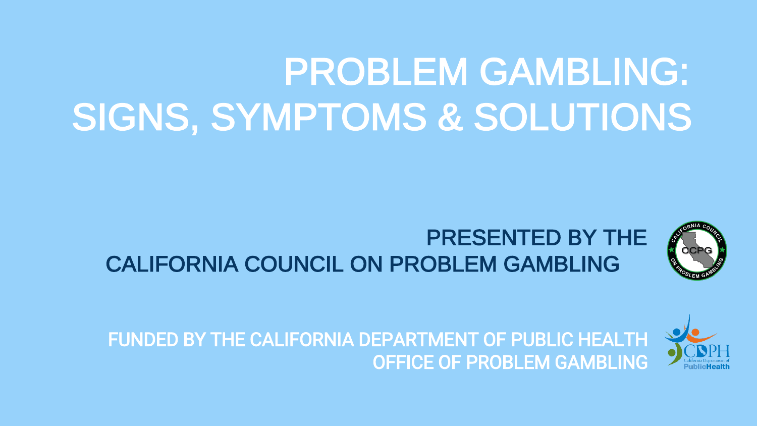# PROBLEM GAMBLING: SIGNS, SYMPTOMS & SOLUTIONS

PRESENTED BY THE CALIFORNIA COUNCIL ON PROBLEM GAMBLING

FUNDED BY THE CALIFORNIA DEPARTMENT OF PUBLIC HEALTH OFFICE OF PROBLEM GAMBLING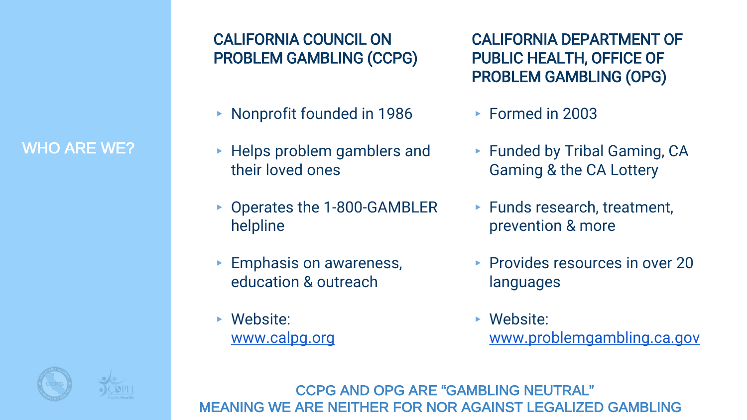# WHO ARE WE?

## CALIFORNIA COUNCIL ON PROBLEM GAMBLING (CCPG)

- Nonprofit founded in 1986
- Helps problem gamblers and their loved ones
- Operates the 1-800-GAMBLER helpline
- Emphasis on awareness, education & outreach
- Website: www.calpg.org

## CALIFORNIA DEPARTMENT OF PUBLIC HEALTH, OFFICE OF PROBLEM GAMBLING (OPG)

- Formed in 2003
- Funded by Tribal Gaming, CA Gaming & the CA Lottery
- Funds research, treatment, prevention & more
- Provides resources in over 20 languages
- Website: www.problemgambling.ca.gov

CCPG AND OPG ARE "GAMBLING NEUTRAL"
MEANING WE ARE NEITHER FOR NOR AGAINST LEGALIZED GAMBLING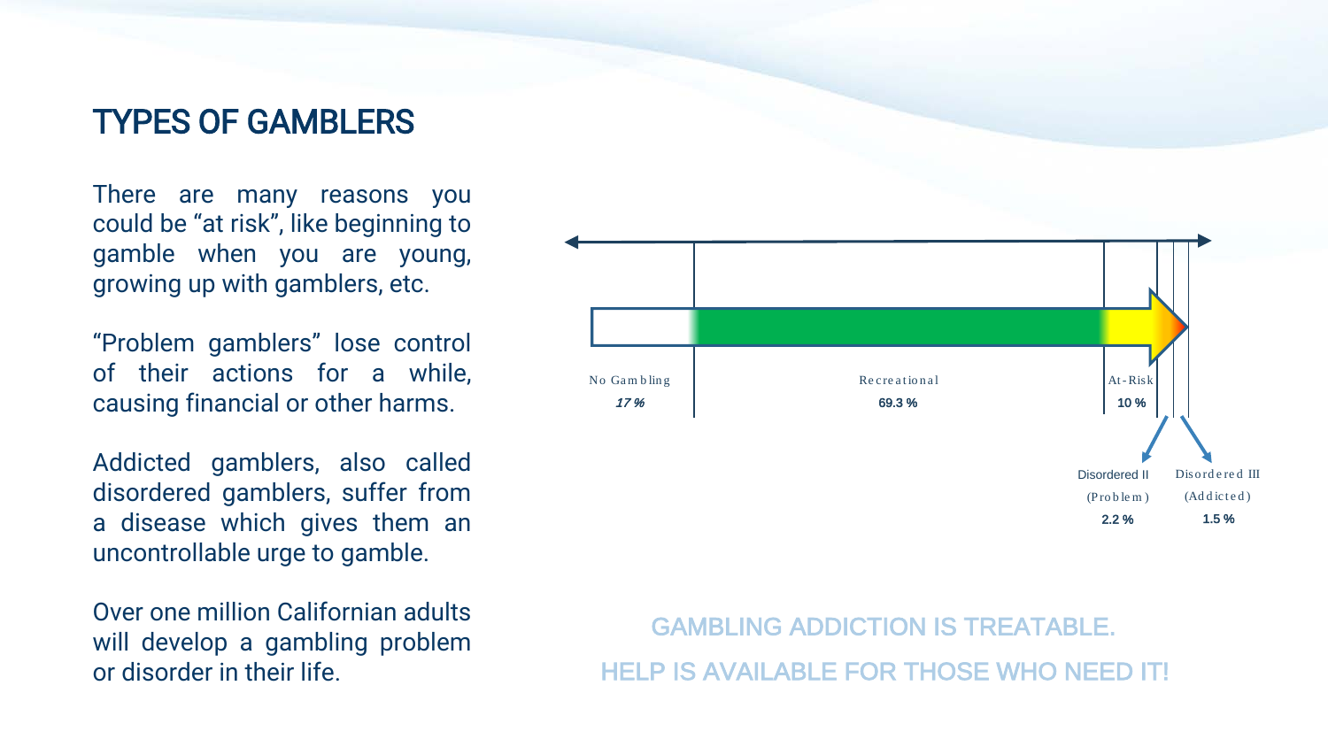# TYPES OF GAMBLERS

There are many reasons you could be "at risk", like beginning to gamble when you are young, growing up with gamblers, etc.

"Problem gamblers" lose control of their actions for a while, causing financial or other harms.

Addicted gamblers, also called disordered gamblers, suffer from a disease which gives them an uncontrollable urge to gamble.

Over one million Californian adults will develop a gambling problem or disorder in their life.

No Gambling
*17 %*

Recreational
**69.3 %**

At-Risk
**10 %**

Disordered II
(Problem)
**2.2 %**

Disordered III
(Addicted)
**1.5 %**

GAMBLING ADDICTION IS TREATABLE.

HELP IS AVAILABLE FOR THOSE WHO NEED IT!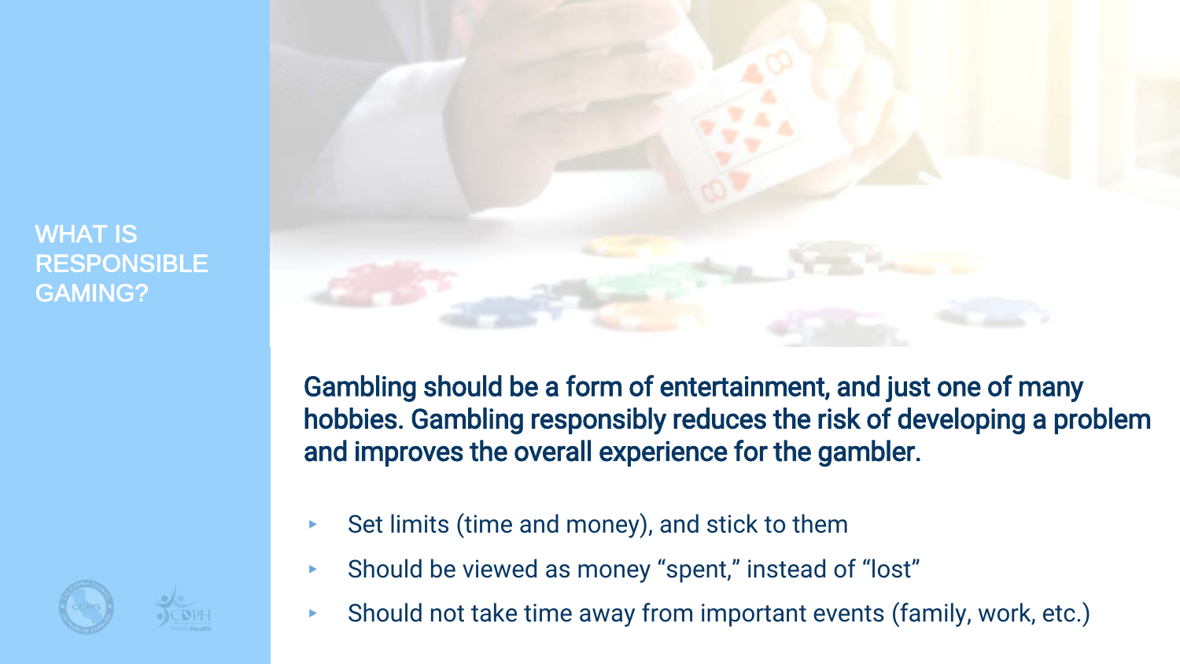# WHAT IS RESPONSIBLE GAMING?

**Gambling should be a form of entertainment, and just one of many hobbies. Gambling responsibly reduces the risk of developing a problem and improves the overall experience for the gambler.**

- Set limits (time and money), and stick to them
- Should be viewed as money "spent," instead of "lost"
- Should not take time away from important events (family, work, etc.)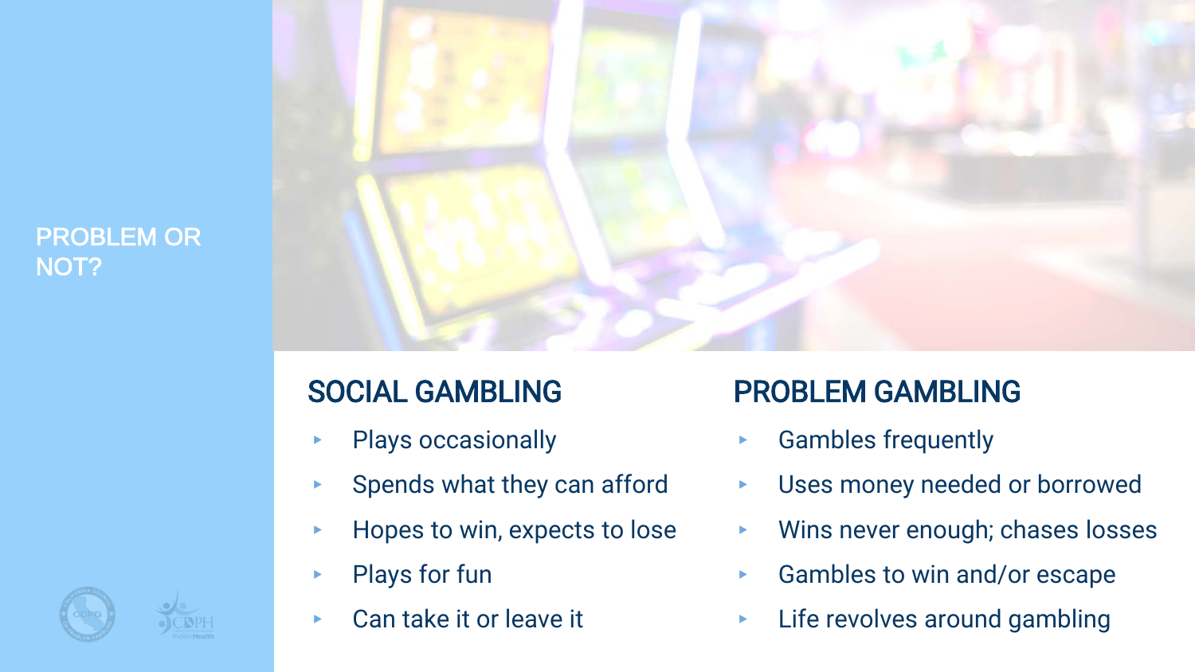# PROBLEM OR NOT?

## SOCIAL GAMBLING

- Plays occasionally
- Spends what they can afford
- Hopes to win, expects to lose
- Plays for fun
- Can take it or leave it

## PROBLEM GAMBLING

- Gambles frequently
- Uses money needed or borrowed
- Wins never enough; chases losses
- Gambles to win and/or escape
- Life revolves around gambling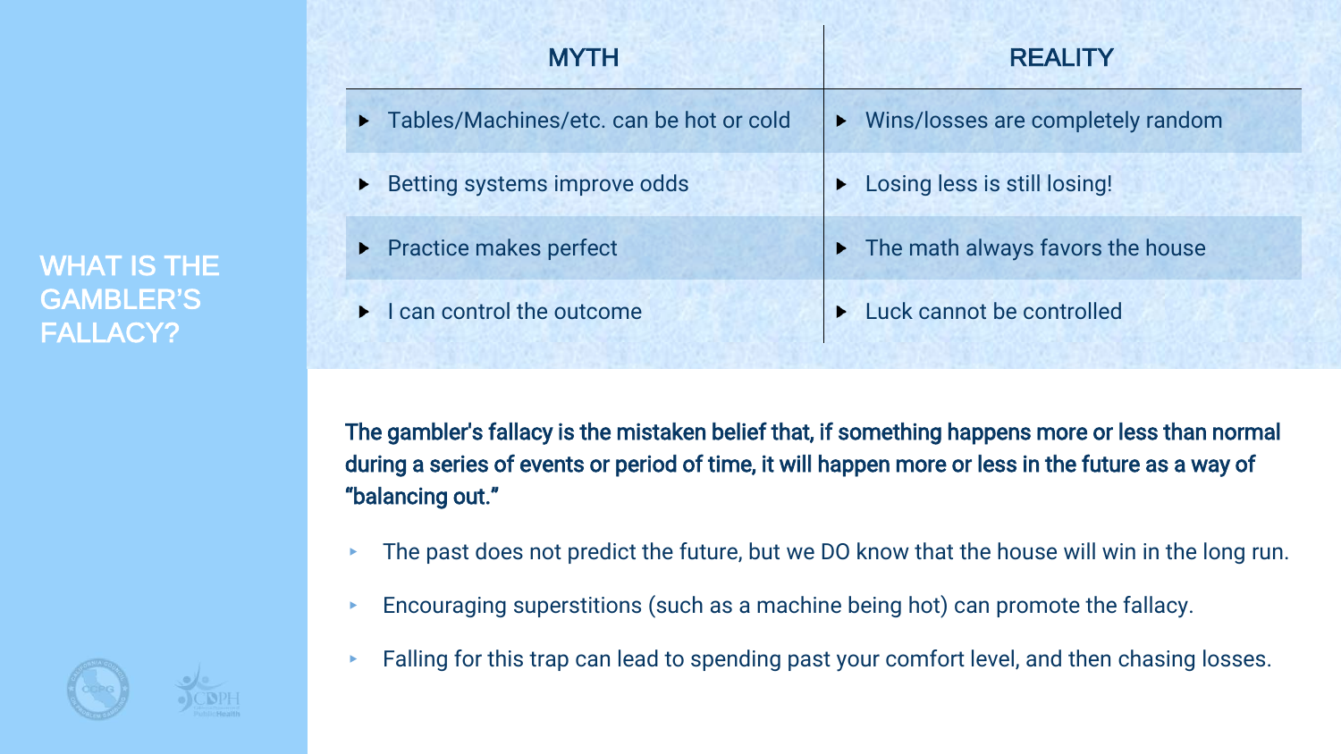# WHAT IS THE GAMBLER'S FALLACY?

| MYTH | REALITY |
|---|---|
| Tables/Machines/etc. can be hot or cold | Wins/losses are completely random |
| Betting systems improve odds | Losing less is still losing! |
| Practice makes perfect | The math always favors the house |
| I can control the outcome | Luck cannot be controlled |

**The gambler's fallacy is the mistaken belief that, if something happens more or less than normal during a series of events or period of time, it will happen more or less in the future as a way of "balancing out."**

- The past does not predict the future, but we DO know that the house will win in the long run.
- Encouraging superstitions (such as a machine being hot) can promote the fallacy.
- Falling for this trap can lead to spending past your comfort level, and then chasing losses.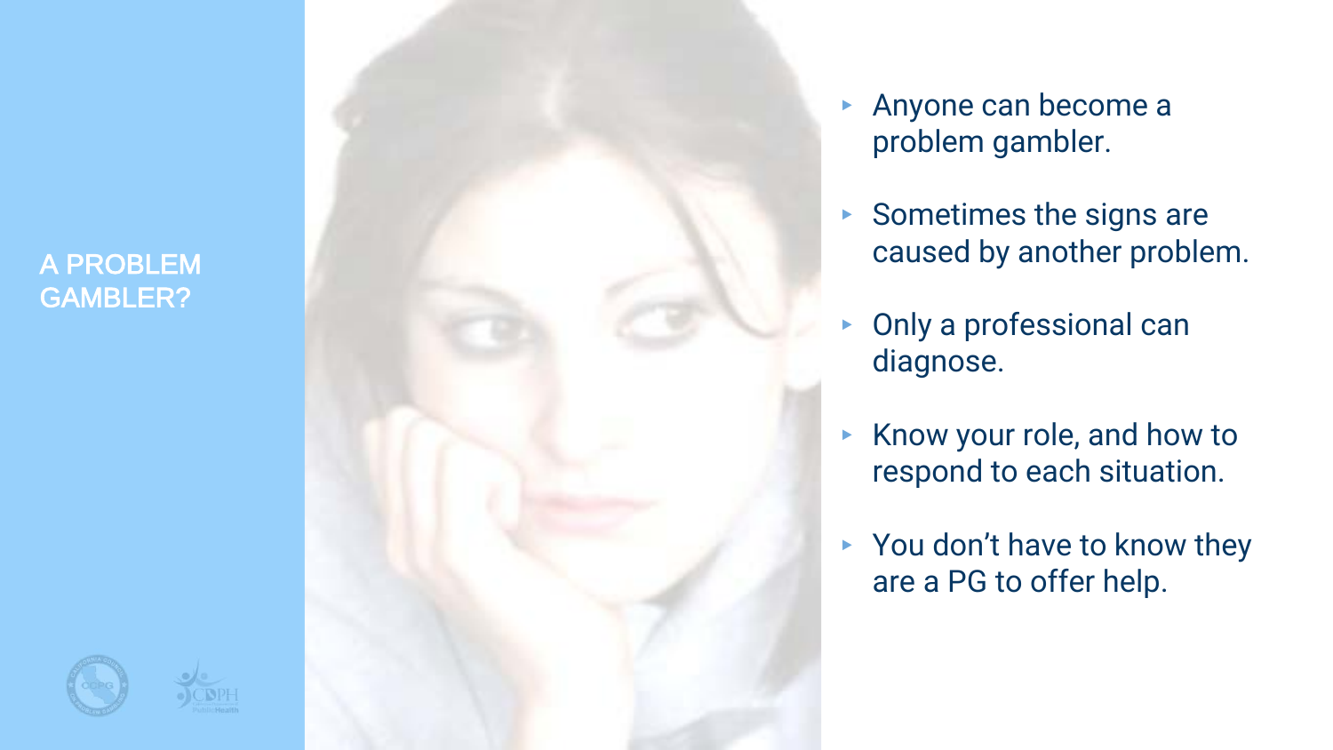## A PROBLEM GAMBLER?

- Anyone can become a problem gambler.
- Sometimes the signs are caused by another problem.
- Only a professional can diagnose.
- Know your role, and how to respond to each situation.
- You don’t have to know they are a PG to offer help.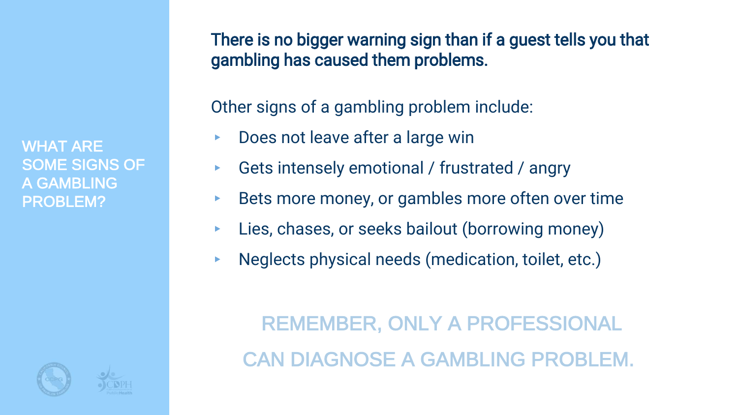## WHAT ARE SOME SIGNS OF A GAMBLING PROBLEM?

**There is no bigger warning sign than if a guest tells you that gambling has caused them problems.**

Other signs of a gambling problem include:

- Does not leave after a large win
- Gets intensely emotional / frustrated / angry
- Bets more money, or gambles more often over time
- Lies, chases, or seeks bailout (borrowing money)
- Neglects physical needs (medication, toilet, etc.)

REMEMBER, ONLY A PROFESSIONAL CAN DIAGNOSE A GAMBLING PROBLEM.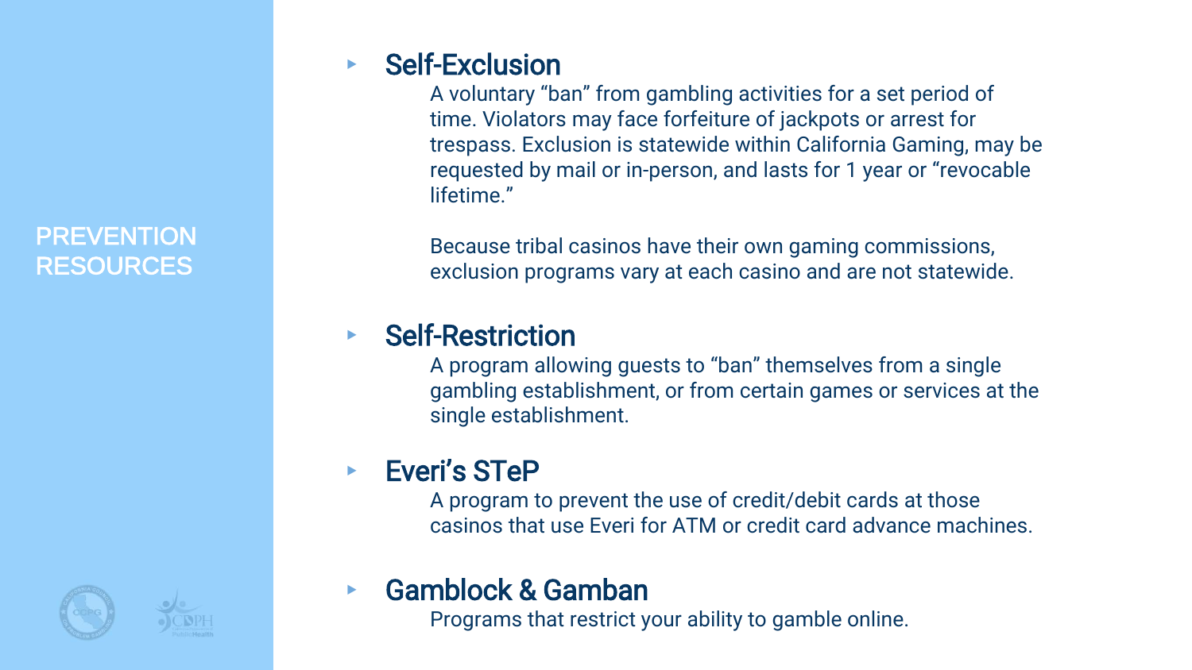# PREVENTION RESOURCES

- **Self-Exclusion**

  A voluntary "ban" from gambling activities for a set period of time. Violators may face forfeiture of jackpots or arrest for trespass. Exclusion is statewide within California Gaming, may be requested by mail or in-person, and lasts for 1 year or "revocable lifetime."

  Because tribal casinos have their own gaming commissions, exclusion programs vary at each casino and are not statewide.

- **Self-Restriction**

  A program allowing guests to "ban" themselves from a single gambling establishment, or from certain games or services at the single establishment.

- **Everi's STeP**

  A program to prevent the use of credit/debit cards at those casinos that use Everi for ATM or credit card advance machines.

- **Gamblock & Gamban**

  Programs that restrict your ability to gamble online.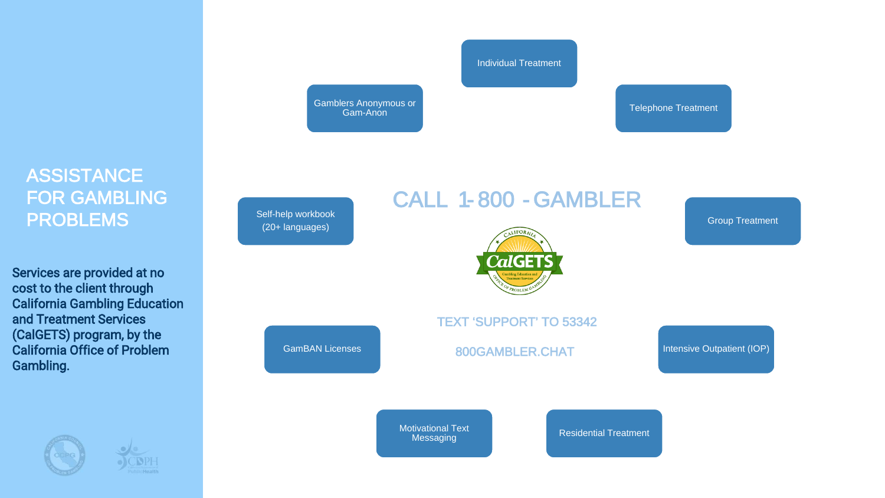# ASSISTANCE FOR GAMBLING PROBLEMS

**Services are provided at no cost to the client through California Gambling Education and Treatment Services (CalGETS) program, by the California Office of Problem Gambling.**

## CALL 1-800 - GAMBLER

TEXT 'SUPPORT' TO 53342

800GAMBLER.CHAT

- Individual Treatment
- Telephone Treatment
- Group Treatment
- Intensive Outpatient (IOP)
- Residential Treatment
- Motivational Text Messaging
- GamBAN Licenses
- Self-help workbook (20+ languages)
- Gamblers Anonymous or Gam-Anon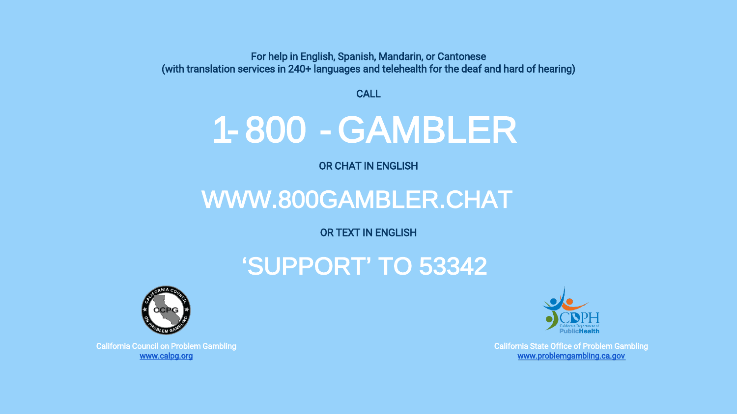For help in English, Spanish, Mandarin, or Cantonese
(with translation services in 240+ languages and telehealth for the deaf and hard of hearing)

CALL

# 1-800 - GAMBLER

OR CHAT IN ENGLISH

## WWW.800GAMBLER.CHAT

OR TEXT IN ENGLISH

## 'SUPPORT' TO 53342

California Council on Problem Gambling
www.calpg.org

California State Office of Problem Gambling
www.problemgambling.ca.gov